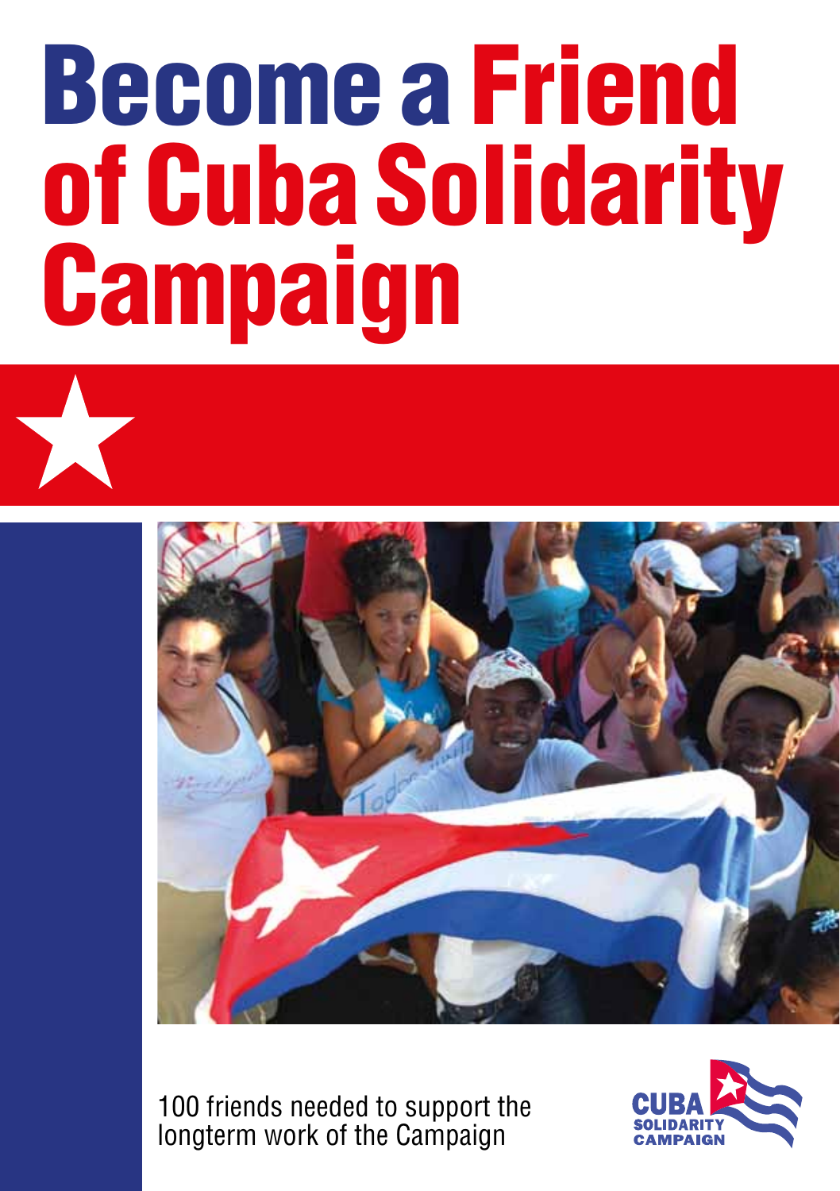# Become a Friend of Cuba Solidarity Campaign

100 friends needed to support the longterm work of the Campaign

CUBA SOLIDARITY CAMPAIGN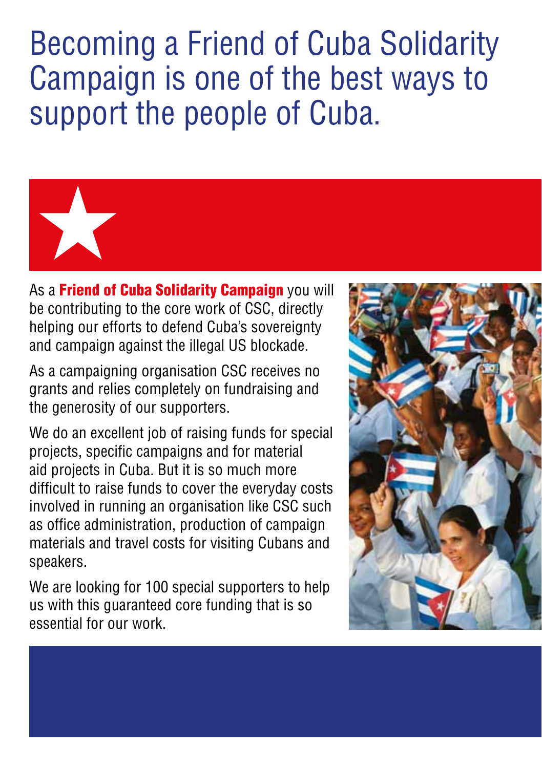# Becoming a Friend of Cuba Solidarity Campaign is one of the best ways to support the people of Cuba.

As a **Friend of Cuba Solidarity Campaign** you will be contributing to the core work of CSC, directly helping our efforts to defend Cuba's sovereignty and campaign against the illegal US blockade.

As a campaigning organisation CSC receives no grants and relies completely on fundraising and the generosity of our supporters.

We do an excellent job of raising funds for special projects, specific campaigns and for material aid projects in Cuba. But it is so much more difficult to raise funds to cover the everyday costs involved in running an organisation like CSC such as office administration, production of campaign materials and travel costs for visiting Cubans and speakers.

We are looking for 100 special supporters to help us with this guaranteed core funding that is so essential for our work.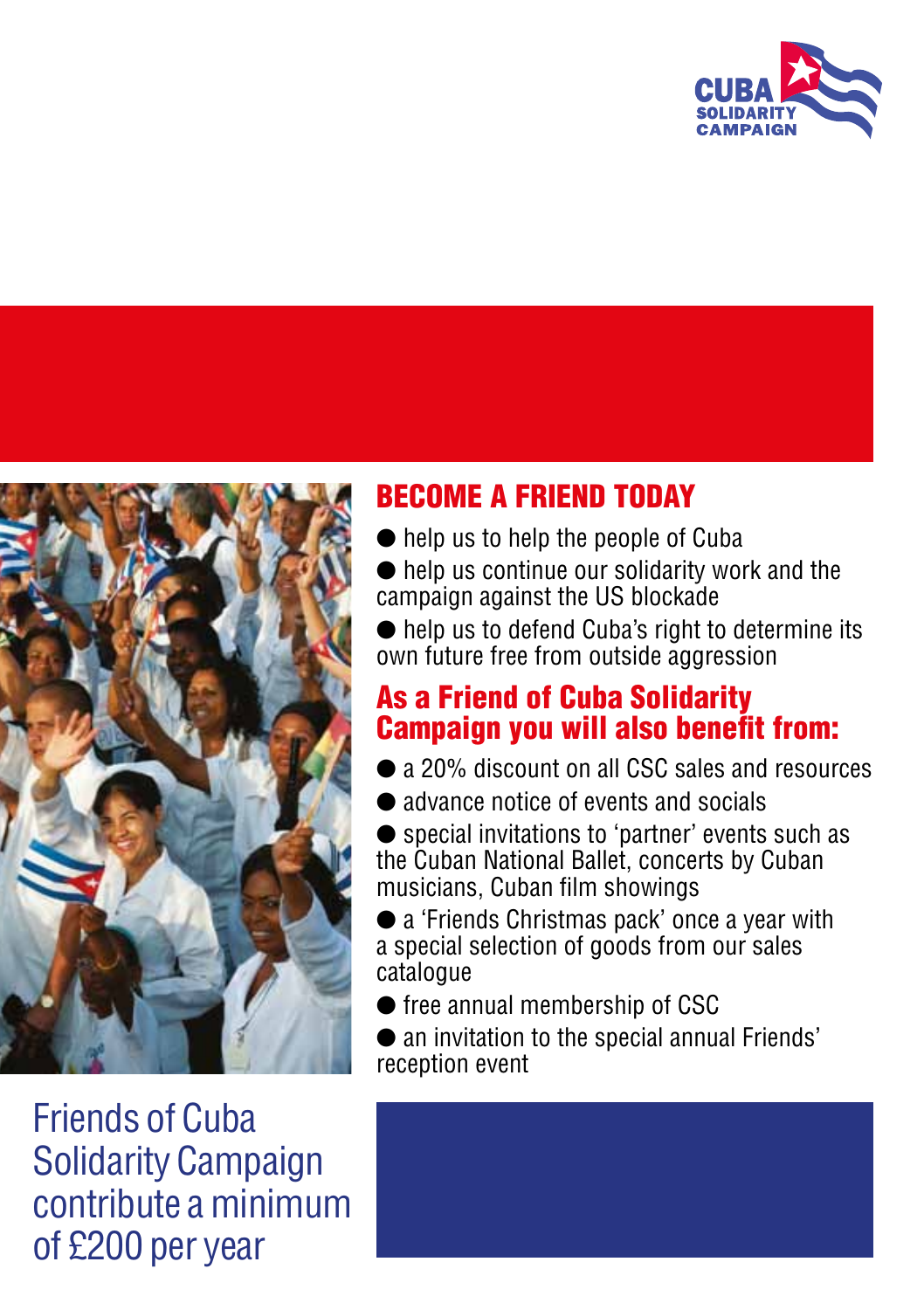CUBA SOLIDARITY CAMPAIGN

## BECOME A FRIEND TODAY

- help us to help the people of Cuba
- help us continue our solidarity work and the campaign against the US blockade
- help us to defend Cuba's right to determine its own future free from outside aggression

## As a Friend of Cuba Solidarity Campaign you will also benefit from:

- a 20% discount on all CSC sales and resources
- advance notice of events and socials
- special invitations to 'partner' events such as the Cuban National Ballet, concerts by Cuban musicians, Cuban film showings
- a 'Friends Christmas pack' once a year with a special selection of goods from our sales catalogue
- free annual membership of CSC
- an invitation to the special annual Friends' reception event

Friends of Cuba Solidarity Campaign contribute a minimum of £200 per year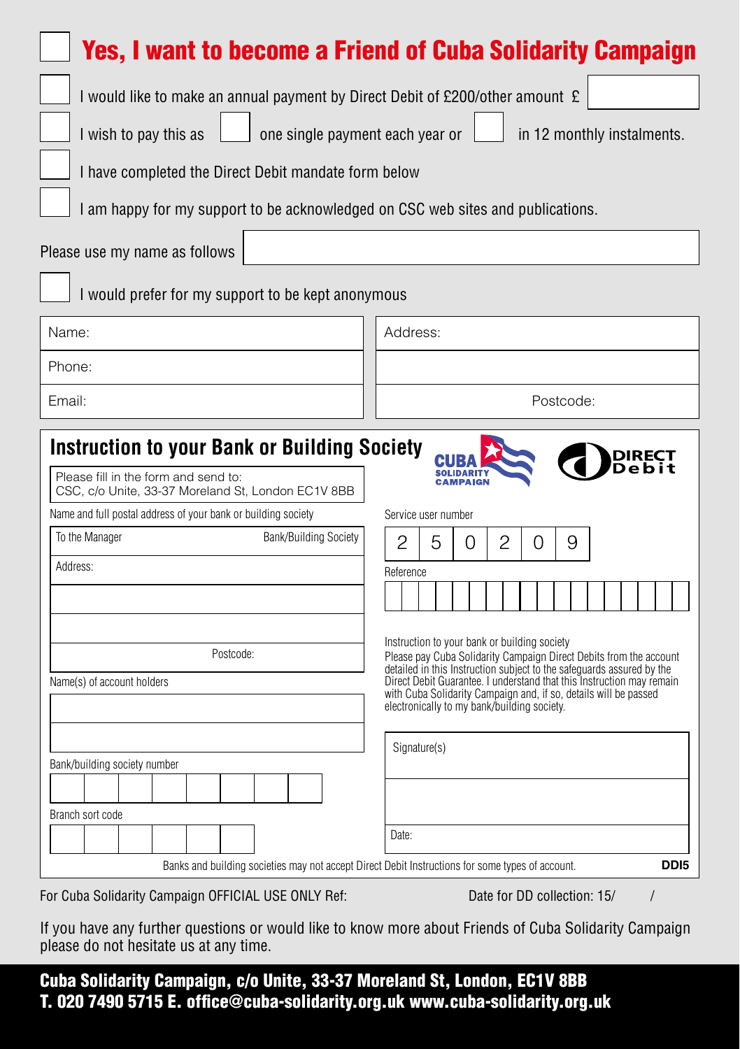# Yes, I want to become a Friend of Cuba Solidarity Campaign

- [ ] I would like to make an annual payment by Direct Debit of £200/other amount £ ______
- [ ] I wish to pay this as [ ] one single payment each year or [ ] in 12 monthly instalments.
- [ ] I have completed the Direct Debit mandate form below
- [ ] I am happy for my support to be acknowledged on CSC web sites and publications.

Please use my name as follows ______

- [ ] I would prefer for my support to be kept anonymous

| | |
|---|---|
| Name: | Address: |
| Phone: | |
| Email: | Postcode: |

## Instruction to your Bank or Building Society

CUBA SOLIDARITY CAMPAIGN

DIRECT Debit

Please fill in the form and send to:
CSC, c/o Unite, 33-37 Moreland St, London EC1V 8BB

Name and full postal address of your bank or building society

To the Manager Bank/Building Society

Address:

Postcode:

Name(s) of account holders

Bank/building society number

Branch sort code

Service user number

| 2 | 5 | 0 | 2 | 0 | 9 |
|---|---|---|---|---|---|

Reference

Instruction to your bank or building society
Please pay Cuba Solidarity Campaign Direct Debits from the account detailed in this Instruction subject to the safeguards assured by the Direct Debit Guarantee. I understand that this Instruction may remain with Cuba Solidarity Campaign and, if so, details will be passed electronically to my bank/building society.

Signature(s)

Date:

Banks and building societies may not accept Direct Debit Instructions for some types of account. **DDI5**

For Cuba Solidarity Campaign OFFICIAL USE ONLY Ref: Date for DD collection: 15/ /

If you have any further questions or would like to know more about Friends of Cuba Solidarity Campaign please do not hesitate us at any time.

**Cuba Solidarity Campaign, c/o Unite, 33-37 Moreland St, London, EC1V 8BB**
**T. 020 7490 5715 E. office@cuba-solidarity.org.uk www.cuba-solidarity.org.uk**